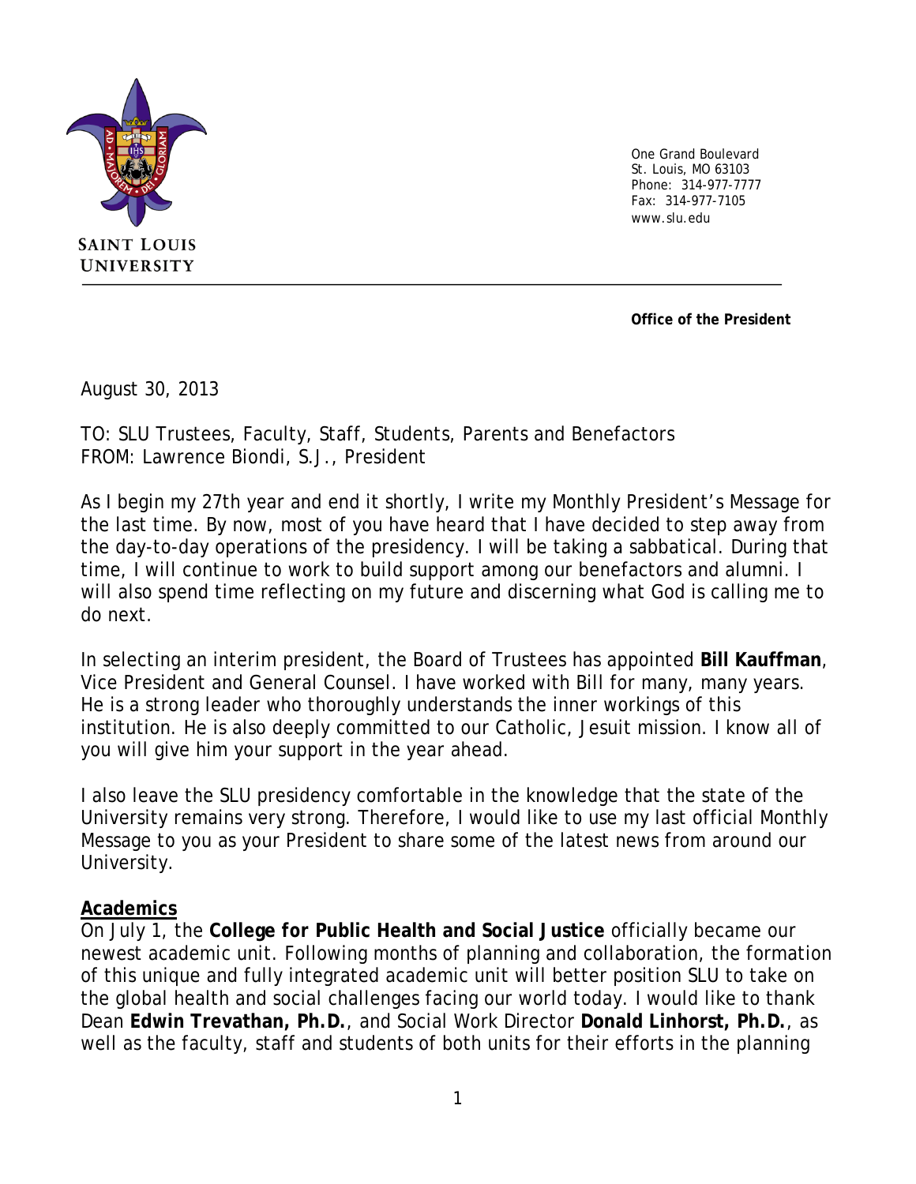SAINT LOUIS UNIVERSITY

One Grand Boulevard
St. Louis, MO 63103
Phone: 314-977-7777
Fax: 314-977-7105
www.slu.edu

**Office of the President**

August 30, 2013

TO: SLU Trustees, Faculty, Staff, Students, Parents and Benefactors
FROM: Lawrence Biondi, S.J., President

As I begin my 27th year and end it shortly, I write my Monthly President's Message for the last time. By now, most of you have heard that I have decided to step away from the day-to-day operations of the presidency. I will be taking a sabbatical. During that time, I will continue to work to build support among our benefactors and alumni. I will also spend time reflecting on my future and discerning what God is calling me to do next.

In selecting an interim president, the Board of Trustees has appointed **Bill Kauffman**, Vice President and General Counsel. I have worked with Bill for many, many years. He is a strong leader who thoroughly understands the inner workings of this institution. He is also deeply committed to our Catholic, Jesuit mission. I know all of you will give him your support in the year ahead.

I also leave the SLU presidency comfortable in the knowledge that the state of the University remains very strong. Therefore, I would like to use my last official Monthly Message to you as your President to share some of the latest news from around our University.

## Academics

On July 1, the **College for Public Health and Social Justice** officially became our newest academic unit. Following months of planning and collaboration, the formation of this unique and fully integrated academic unit will better position SLU to take on the global health and social challenges facing our world today. I would like to thank Dean **Edwin Trevathan, Ph.D.**, and Social Work Director **Donald Linhorst, Ph.D.**, as well as the faculty, staff and students of both units for their efforts in the planning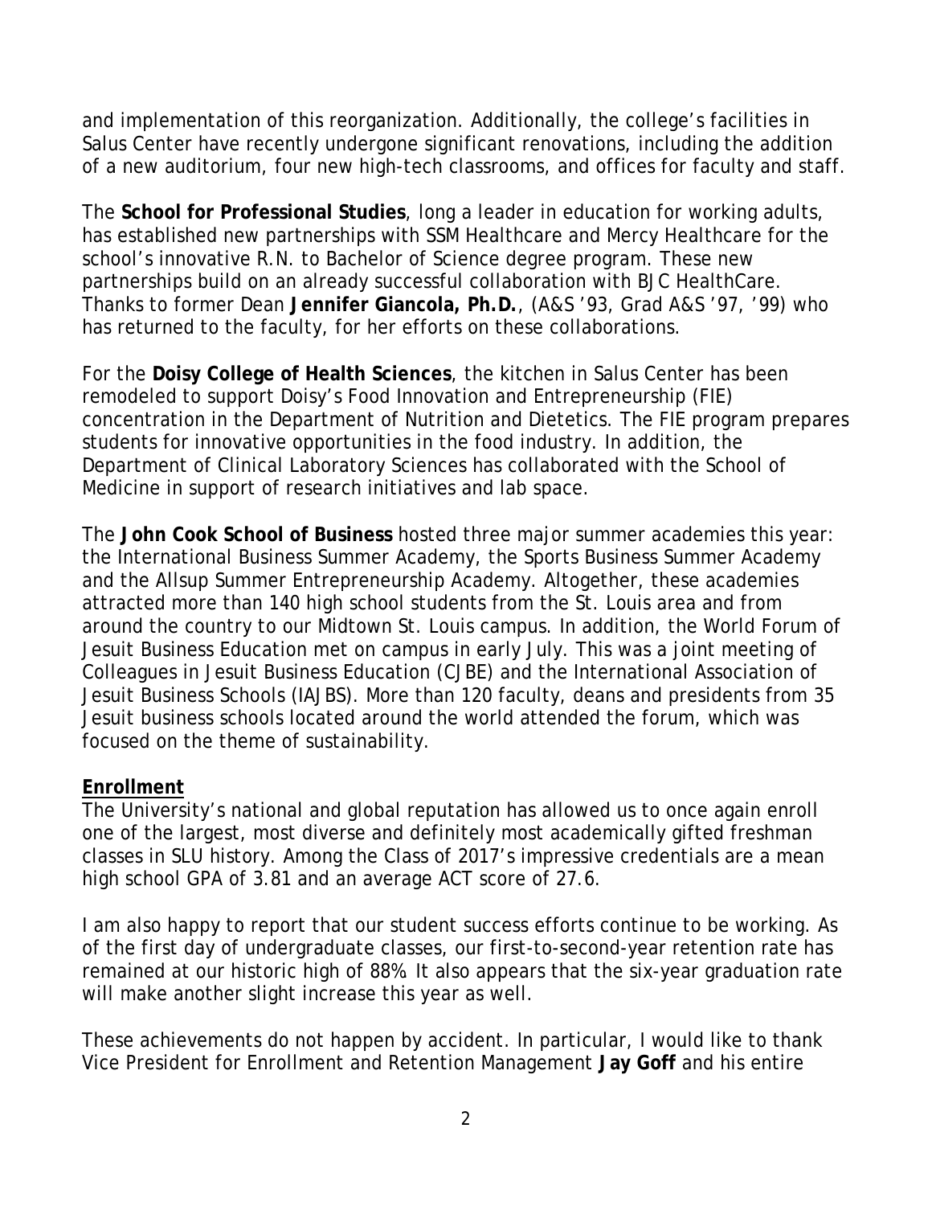and implementation of this reorganization. Additionally, the college's facilities in Salus Center have recently undergone significant renovations, including the addition of a new auditorium, four new high-tech classrooms, and offices for faculty and staff.

The **School for Professional Studies**, long a leader in education for working adults, has established new partnerships with SSM Healthcare and Mercy Healthcare for the school's innovative R.N. to Bachelor of Science degree program. These new partnerships build on an already successful collaboration with BJC HealthCare. Thanks to former Dean **Jennifer Giancola, Ph.D.**, (A&S '93, Grad A&S '97, '99) who has returned to the faculty, for her efforts on these collaborations.

For the **Doisy College of Health Sciences**, the kitchen in Salus Center has been remodeled to support Doisy's Food Innovation and Entrepreneurship (FIE) concentration in the Department of Nutrition and Dietetics. The FIE program prepares students for innovative opportunities in the food industry. In addition, the Department of Clinical Laboratory Sciences has collaborated with the School of Medicine in support of research initiatives and lab space.

The **John Cook School of Business** hosted three major summer academies this year: the International Business Summer Academy, the Sports Business Summer Academy and the Allsup Summer Entrepreneurship Academy. Altogether, these academies attracted more than 140 high school students from the St. Louis area and from around the country to our Midtown St. Louis campus. In addition, the World Forum of Jesuit Business Education met on campus in early July. This was a joint meeting of Colleagues in Jesuit Business Education (CJBE) and the International Association of Jesuit Business Schools (IAJBS). More than 120 faculty, deans and presidents from 35 Jesuit business schools located around the world attended the forum, which was focused on the theme of sustainability.

**Enrollment**

The University's national and global reputation has allowed us to once again enroll one of the largest, most diverse and definitely most academically gifted freshman classes in SLU history. Among the Class of 2017's impressive credentials are a mean high school GPA of 3.81 and an average ACT score of 27.6.

I am also happy to report that our student success efforts continue to be working. As of the first day of undergraduate classes, our first-to-second-year retention rate has remained at our historic high of 88%. It also appears that the six-year graduation rate will make another slight increase this year as well.

These achievements do not happen by accident. In particular, I would like to thank Vice President for Enrollment and Retention Management **Jay Goff** and his entire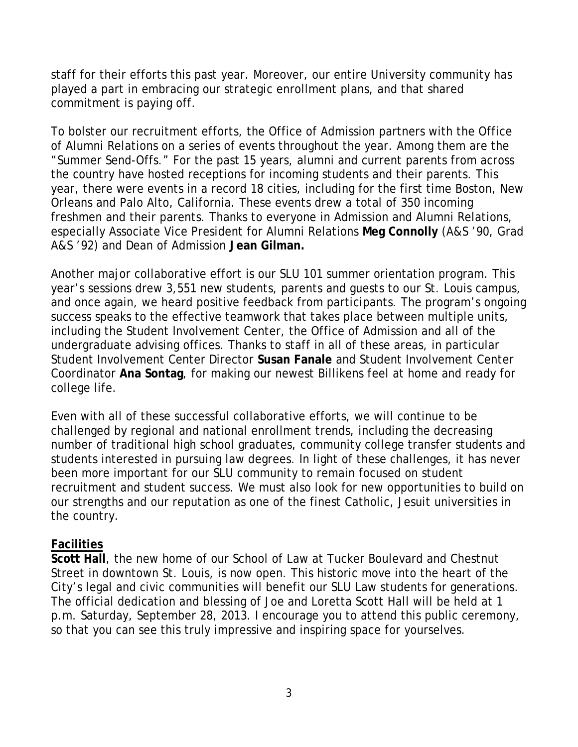staff for their efforts this past year. Moreover, our entire University community has played a part in embracing our strategic enrollment plans, and that shared commitment is paying off.

To bolster our recruitment efforts, the Office of Admission partners with the Office of Alumni Relations on a series of events throughout the year. Among them are the "Summer Send-Offs." For the past 15 years, alumni and current parents from across the country have hosted receptions for incoming students and their parents. This year, there were events in a record 18 cities, including for the first time Boston, New Orleans and Palo Alto, California. These events drew a total of 350 incoming freshmen and their parents. Thanks to everyone in Admission and Alumni Relations, especially Associate Vice President for Alumni Relations **Meg Connolly** (A&S '90, Grad A&S '92) and Dean of Admission **Jean Gilman.**

Another major collaborative effort is our SLU 101 summer orientation program. This year's sessions drew 3,551 new students, parents and guests to our St. Louis campus, and once again, we heard positive feedback from participants. The program's ongoing success speaks to the effective teamwork that takes place between multiple units, including the Student Involvement Center, the Office of Admission and all of the undergraduate advising offices. Thanks to staff in all of these areas, in particular Student Involvement Center Director **Susan Fanale** and Student Involvement Center Coordinator **Ana Sontag**, for making our newest Billikens feel at home and ready for college life.

Even with all of these successful collaborative efforts, we will continue to be challenged by regional and national enrollment trends, including the decreasing number of traditional high school graduates, community college transfer students and students interested in pursuing law degrees. In light of these challenges, it has never been more important for our SLU community to remain focused on student recruitment and student success. We must also look for new opportunities to build on our strengths and our reputation as one of the finest Catholic, Jesuit universities in the country.

## Facilities

**Scott Hall**, the new home of our School of Law at Tucker Boulevard and Chestnut Street in downtown St. Louis, is now open. This historic move into the heart of the City's legal and civic communities will benefit our SLU Law students for generations. The official dedication and blessing of Joe and Loretta Scott Hall will be held at 1 p.m. Saturday, September 28, 2013. I encourage you to attend this public ceremony, so that you can see this truly impressive and inspiring space for yourselves.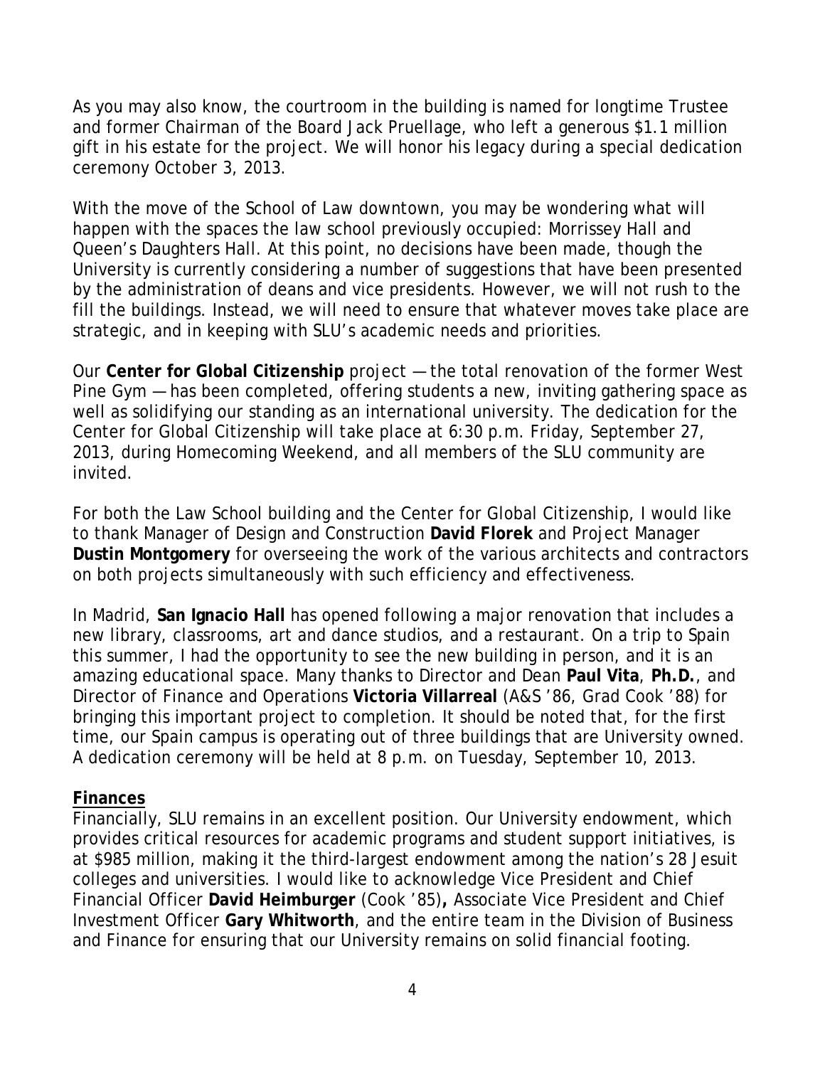As you may also know, the courtroom in the building is named for longtime Trustee and former Chairman of the Board Jack Pruellage, who left a generous $1.1 million gift in his estate for the project. We will honor his legacy during a special dedication ceremony October 3, 2013.

With the move of the School of Law downtown, you may be wondering what will happen with the spaces the law school previously occupied: Morrissey Hall and Queen's Daughters Hall. At this point, no decisions have been made, though the University is currently considering a number of suggestions that have been presented by the administration of deans and vice presidents. However, we will not rush to the fill the buildings. Instead, we will need to ensure that whatever moves take place are strategic, and in keeping with SLU's academic needs and priorities.

Our **Center for Global Citizenship** project — the total renovation of the former West Pine Gym — has been completed, offering students a new, inviting gathering space as well as solidifying our standing as an international university. The dedication for the Center for Global Citizenship will take place at 6:30 p.m. Friday, September 27, 2013, during Homecoming Weekend, and all members of the SLU community are invited.

For both the Law School building and the Center for Global Citizenship, I would like to thank Manager of Design and Construction **David Florek** and Project Manager **Dustin Montgomery** for overseeing the work of the various architects and contractors on both projects simultaneously with such efficiency and effectiveness.

In Madrid, **San Ignacio Hall** has opened following a major renovation that includes a new library, classrooms, art and dance studios, and a restaurant. On a trip to Spain this summer, I had the opportunity to see the new building in person, and it is an amazing educational space. Many thanks to Director and Dean **Paul Vita**, **Ph.D.**, and Director of Finance and Operations **Victoria Villarreal** (A&S '86, Grad Cook '88) for bringing this important project to completion. It should be noted that, for the first time, our Spain campus is operating out of three buildings that are University owned. A dedication ceremony will be held at 8 p.m. on Tuesday, September 10, 2013.

## Finances

Financially, SLU remains in an excellent position. Our University endowment, which provides critical resources for academic programs and student support initiatives, is at $985 million, making it the third-largest endowment among the nation's 28 Jesuit colleges and universities. I would like to acknowledge Vice President and Chief Financial Officer **David Heimburger** (Cook '85)**,** Associate Vice President and Chief Investment Officer **Gary Whitworth**, and the entire team in the Division of Business and Finance for ensuring that our University remains on solid financial footing.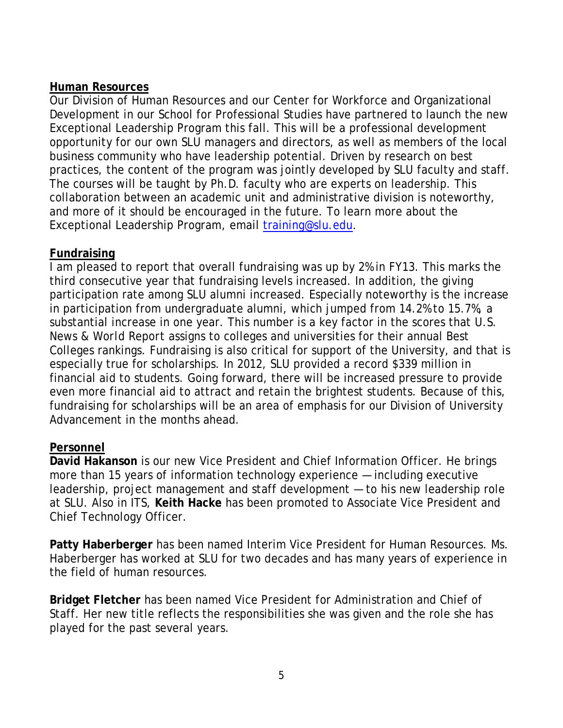## Human Resources

Our Division of Human Resources and our Center for Workforce and Organizational Development in our School for Professional Studies have partnered to launch the new Exceptional Leadership Program this fall. This will be a professional development opportunity for our own SLU managers and directors, as well as members of the local business community who have leadership potential. Driven by research on best practices, the content of the program was jointly developed by SLU faculty and staff. The courses will be taught by Ph.D. faculty who are experts on leadership. This collaboration between an academic unit and administrative division is noteworthy, and more of it should be encouraged in the future. To learn more about the Exceptional Leadership Program, email [training@slu.edu](mailto:training@slu.edu).

## Fundraising

I am pleased to report that overall fundraising was up by 2% in FY13. This marks the third consecutive year that fundraising levels increased. In addition, the giving participation rate among SLU alumni increased. Especially noteworthy is the increase in participation from undergraduate alumni, which jumped from 14.2% to 15.7%, a substantial increase in one year. This number is a key factor in the scores that *U.S. News & World Report* assigns to colleges and universities for their annual Best Colleges rankings. Fundraising is also critical for support of the University, and that is especially true for scholarships. In 2012, SLU provided a record $339 million in financial aid to students. Going forward, there will be increased pressure to provide even more financial aid to attract and retain the brightest students. Because of this, fundraising for scholarships will be an area of emphasis for our Division of University Advancement in the months ahead.

## Personnel

**David Hakanson** is our new Vice President and Chief Information Officer. He brings more than 15 years of information technology experience — including executive leadership, project management and staff development — to his new leadership role at SLU. Also in ITS, **Keith Hacke** has been promoted to Associate Vice President and Chief Technology Officer.

**Patty Haberberger** has been named Interim Vice President for Human Resources. Ms. Haberberger has worked at SLU for two decades and has many years of experience in the field of human resources.

**Bridget Fletcher** has been named Vice President for Administration and Chief of Staff. Her new title reflects the responsibilities she was given and the role she has played for the past several years.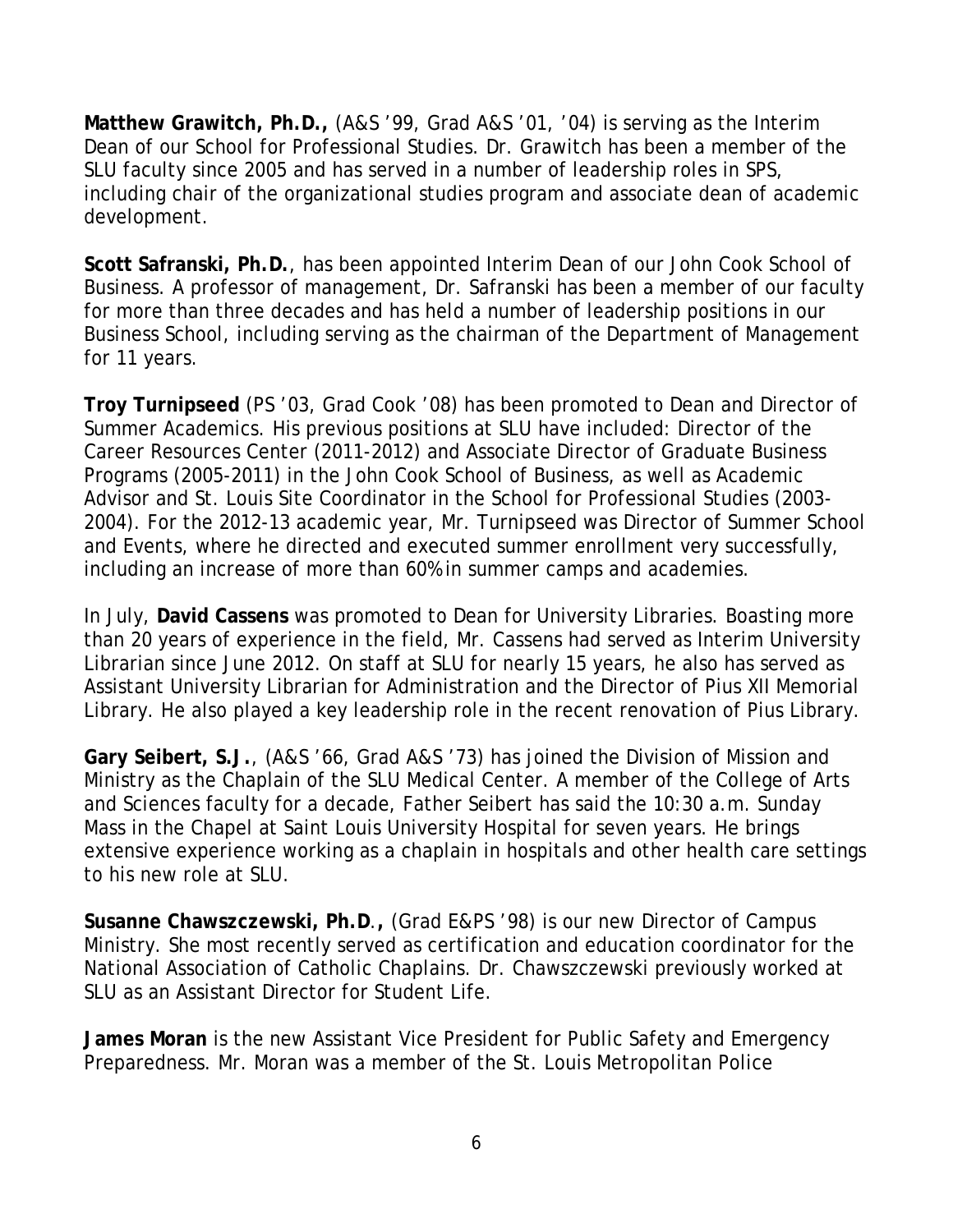**Matthew Grawitch, Ph.D.,** (A&S '99, Grad A&S '01, '04) is serving as the Interim Dean of our School for Professional Studies. Dr. Grawitch has been a member of the SLU faculty since 2005 and has served in a number of leadership roles in SPS, including chair of the organizational studies program and associate dean of academic development.

**Scott Safranski, Ph.D.**, has been appointed Interim Dean of our John Cook School of Business. A professor of management, Dr. Safranski has been a member of our faculty for more than three decades and has held a number of leadership positions in our Business School, including serving as the chairman of the Department of Management for 11 years.

**Troy Turnipseed** (PS '03, Grad Cook '08) has been promoted to Dean and Director of Summer Academics. His previous positions at SLU have included: Director of the Career Resources Center (2011-2012) and Associate Director of Graduate Business Programs (2005-2011) in the John Cook School of Business, as well as Academic Advisor and St. Louis Site Coordinator in the School for Professional Studies (2003-2004). For the 2012-13 academic year, Mr. Turnipseed was Director of Summer School and Events, where he directed and executed summer enrollment very successfully, including an increase of more than 60% in summer camps and academies.

In July, **David Cassens** was promoted to Dean for University Libraries. Boasting more than 20 years of experience in the field, Mr. Cassens had served as Interim University Librarian since June 2012. On staff at SLU for nearly 15 years, he also has served as Assistant University Librarian for Administration and the Director of Pius XII Memorial Library. He also played a key leadership role in the recent renovation of Pius Library.

**Gary Seibert, S.J.**, (A&S '66, Grad A&S '73) has joined the Division of Mission and Ministry as the Chaplain of the SLU Medical Center. A member of the College of Arts and Sciences faculty for a decade, Father Seibert has said the 10:30 a.m. Sunday Mass in the Chapel at Saint Louis University Hospital for seven years. He brings extensive experience working as a chaplain in hospitals and other health care settings to his new role at SLU.

**Susanne Chawszczewski, Ph.D.,** (Grad E&PS '98) is our new Director of Campus Ministry. She most recently served as certification and education coordinator for the National Association of Catholic Chaplains. Dr. Chawszczewski previously worked at SLU as an Assistant Director for Student Life.

**James Moran** is the new Assistant Vice President for Public Safety and Emergency Preparedness. Mr. Moran was a member of the St. Louis Metropolitan Police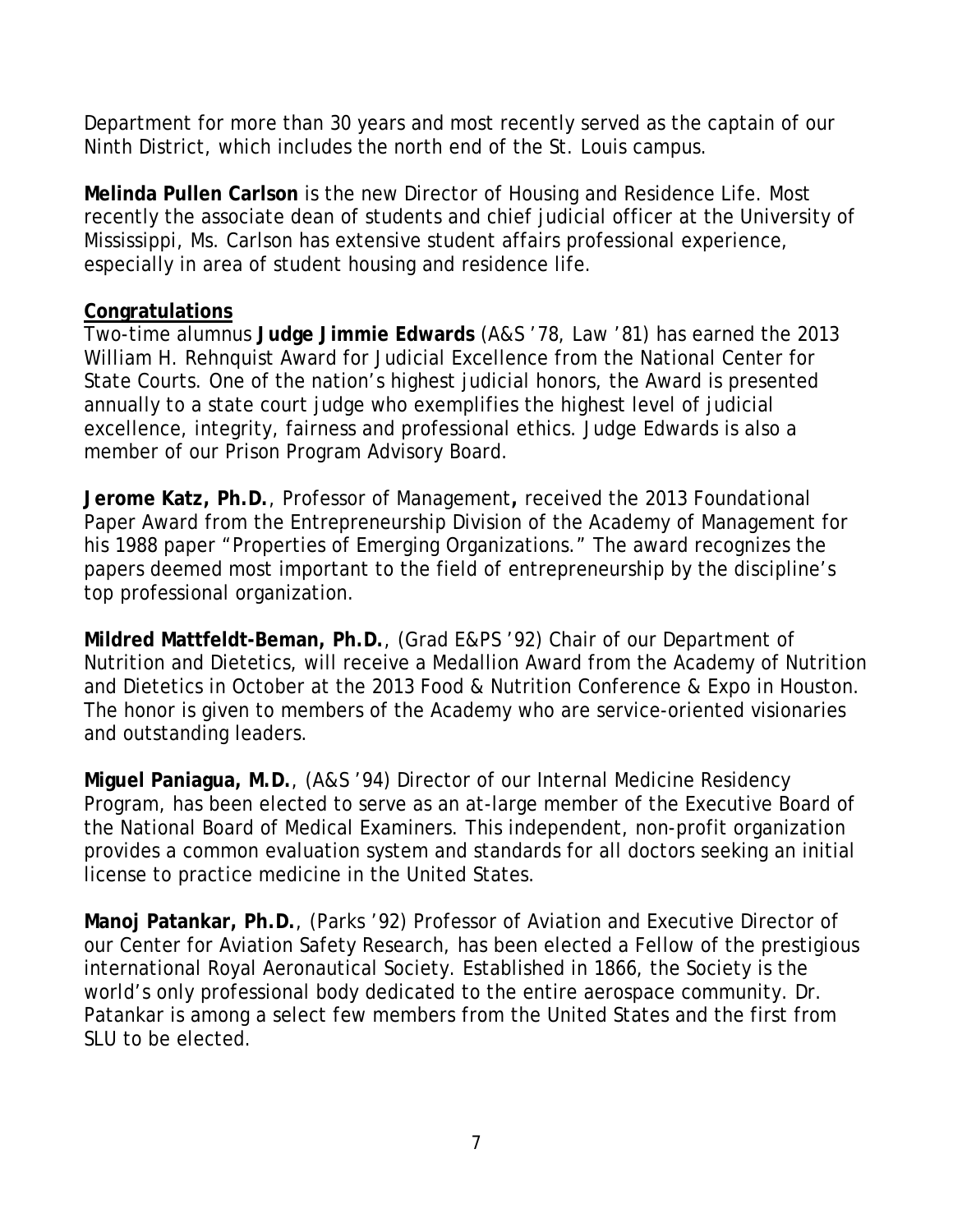Department for more than 30 years and most recently served as the captain of our Ninth District, which includes the north end of the St. Louis campus.

**Melinda Pullen Carlson** is the new Director of Housing and Residence Life. Most recently the associate dean of students and chief judicial officer at the University of Mississippi, Ms. Carlson has extensive student affairs professional experience, especially in area of student housing and residence life.

**Congratulations**

Two-time alumnus **Judge Jimmie Edwards** (A&S '78, Law '81) has earned the 2013 William H. Rehnquist Award for Judicial Excellence from the National Center for State Courts. One of the nation's highest judicial honors, the Award is presented annually to a state court judge who exemplifies the highest level of judicial excellence, integrity, fairness and professional ethics. Judge Edwards is also a member of our Prison Program Advisory Board.

**Jerome Katz, Ph.D.**, Professor of Management**,** received the 2013 Foundational Paper Award from the Entrepreneurship Division of the Academy of Management for his 1988 paper "Properties of Emerging Organizations." The award recognizes the papers deemed most important to the field of entrepreneurship by the discipline's top professional organization.

**Mildred Mattfeldt-Beman, Ph.D.**, (Grad E&PS '92) Chair of our Department of Nutrition and Dietetics, will receive a Medallion Award from the Academy of Nutrition and Dietetics in October at the 2013 Food & Nutrition Conference & Expo in Houston. The honor is given to members of the Academy who are service-oriented visionaries and outstanding leaders.

**Miguel Paniagua, M.D.**, (A&S '94) Director of our Internal Medicine Residency Program, has been elected to serve as an at-large member of the Executive Board of the National Board of Medical Examiners. This independent, non-profit organization provides a common evaluation system and standards for all doctors seeking an initial license to practice medicine in the United States.

**Manoj Patankar, Ph.D.**, (Parks '92) Professor of Aviation and Executive Director of our Center for Aviation Safety Research, has been elected a Fellow of the prestigious international Royal Aeronautical Society. Established in 1866, the Society is the world's only professional body dedicated to the entire aerospace community. Dr. Patankar is among a select few members from the United States and the first from SLU to be elected.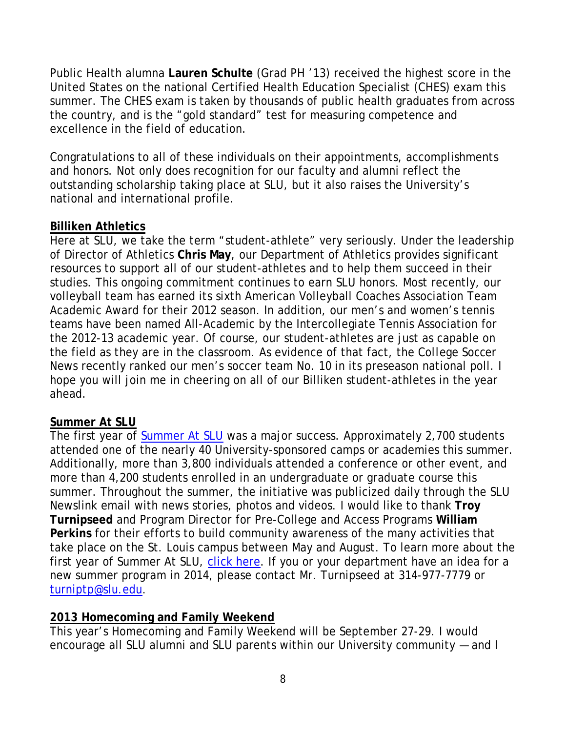Public Health alumna **Lauren Schulte** (Grad PH '13) received the highest score in the United States on the national Certified Health Education Specialist (CHES) exam this summer. The CHES exam is taken by thousands of public health graduates from across the country, and is the "gold standard" test for measuring competence and excellence in the field of education.

Congratulations to all of these individuals on their appointments, accomplishments and honors. Not only does recognition for our faculty and alumni reflect the outstanding scholarship taking place at SLU, but it also raises the University's national and international profile.

**Billiken Athletics**

Here at SLU, we take the term "student-athlete" very seriously. Under the leadership of Director of Athletics **Chris May**, our Department of Athletics provides significant resources to support all of our student-athletes and to help them succeed in their studies. This ongoing commitment continues to earn SLU honors. Most recently, our volleyball team has earned its sixth American Volleyball Coaches Association Team Academic Award for their 2012 season. In addition, our men's and women's tennis teams have been named All-Academic by the Intercollegiate Tennis Association for the 2012-13 academic year. Of course, our student-athletes are just as capable on the field as they are in the classroom. As evidence of that fact, the College Soccer News recently ranked our men's soccer team No. 10 in its preseason national poll. I hope you will join me in cheering on all of our Billiken student-athletes in the year ahead.

**Summer At SLU**

The first year of Summer At SLU was a major success. Approximately 2,700 students attended one of the nearly 40 University-sponsored camps or academies this summer. Additionally, more than 3,800 individuals attended a conference or other event, and more than 4,200 students enrolled in an undergraduate or graduate course this summer. Throughout the summer, the initiative was publicized daily through the SLU Newslink email with news stories, photos and videos. I would like to thank **Troy Turnipseed** and Program Director for Pre-College and Access Programs **William Perkins** for their efforts to build community awareness of the many activities that take place on the St. Louis campus between May and August. To learn more about the first year of Summer At SLU, click here. If you or your department have an idea for a new summer program in 2014, please contact Mr. Turnipseed at 314-977-7779 or turniptp@slu.edu.

**2013 Homecoming and Family Weekend**

This year's Homecoming and Family Weekend will be September 27-29. I would encourage all SLU alumni and SLU parents within our University community — and I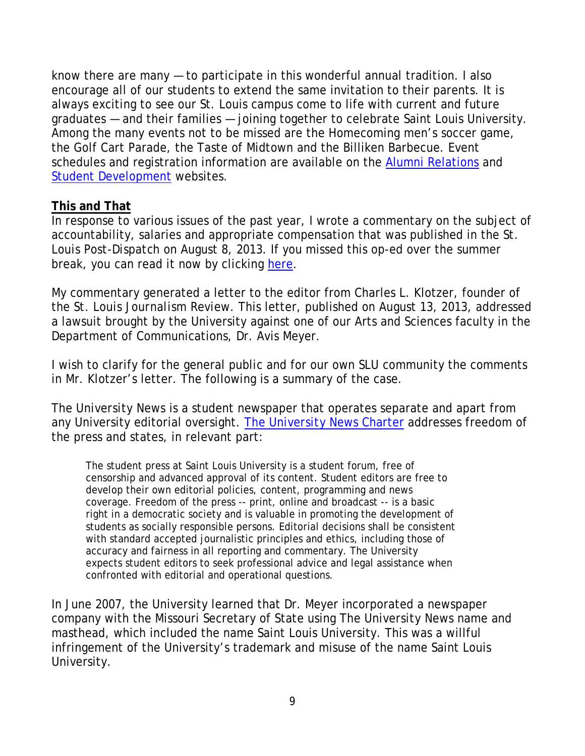know there are many — to participate in this wonderful annual tradition. I also encourage all of our students to extend the same invitation to their parents. It is always exciting to see our St. Louis campus come to life with current and future graduates — and their families — joining together to celebrate Saint Louis University. Among the many events not to be missed are the Homecoming men's soccer game, the Golf Cart Parade, the Taste of Midtown and the Billiken Barbecue. Event schedules and registration information are available on the Alumni Relations and Student Development websites.

**This and That**

In response to various issues of the past year, I wrote a commentary on the subject of accountability, salaries and appropriate compensation that was published in the St. Louis Post-Dispatch on August 8, 2013. If you missed this op-ed over the summer break, you can read it now by clicking here.

My commentary generated a letter to the editor from Charles L. Klotzer, founder of the St. Louis Journalism Review. This letter, published on August 13, 2013, addressed a lawsuit brought by the University against one of our Arts and Sciences faculty in the Department of Communications, Dr. Avis Meyer.

I wish to clarify for the general public and for our own SLU community the comments in Mr. Klotzer's letter. The following is a summary of the case.

The University News is a student newspaper that operates separate and apart from any University editorial oversight. The University News Charter addresses freedom of the press and states, in relevant part:

> The student press at Saint Louis University is a student forum, free of censorship and advanced approval of its content. Student editors are free to develop their own editorial policies, content, programming and news coverage. Freedom of the press -- print, online and broadcast -- is a basic right in a democratic society and is valuable in promoting the development of students as socially responsible persons. Editorial decisions shall be consistent with standard accepted journalistic principles and ethics, including those of accuracy and fairness in all reporting and commentary. The University expects student editors to seek professional advice and legal assistance when confronted with editorial and operational questions.

In June 2007, the University learned that Dr. Meyer incorporated a newspaper company with the Missouri Secretary of State using The University News name and masthead, which included the name Saint Louis University. This was a willful infringement of the University's trademark and misuse of the name Saint Louis University.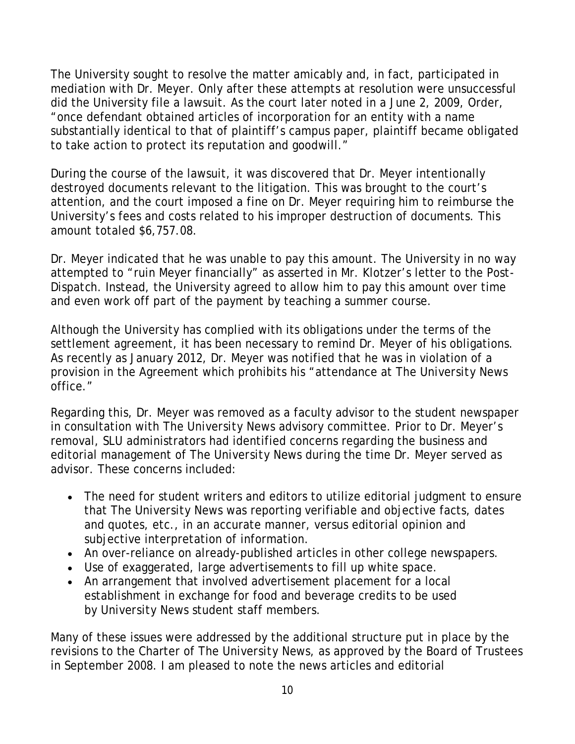The University sought to resolve the matter amicably and, in fact, participated in mediation with Dr. Meyer. Only after these attempts at resolution were unsuccessful did the University file a lawsuit. As the court later noted in a June 2, 2009, Order, "once defendant obtained articles of incorporation for an entity with a name substantially identical to that of plaintiff's campus paper, plaintiff became obligated to take action to protect its reputation and goodwill."

During the course of the lawsuit, it was discovered that Dr. Meyer intentionally destroyed documents relevant to the litigation. This was brought to the court's attention, and the court imposed a fine on Dr. Meyer requiring him to reimburse the University's fees and costs related to his improper destruction of documents. This amount totaled $6,757.08.

Dr. Meyer indicated that he was unable to pay this amount. The University in no way attempted to "ruin Meyer financially" as asserted in Mr. Klotzer's letter to the Post-Dispatch. Instead, the University agreed to allow him to pay this amount over time and even work off part of the payment by teaching a summer course.

Although the University has complied with its obligations under the terms of the settlement agreement, it has been necessary to remind Dr. Meyer of his obligations. As recently as January 2012, Dr. Meyer was notified that he was in violation of a provision in the Agreement which prohibits his "attendance at *The University News* office."

Regarding this, Dr. Meyer was removed as a faculty advisor to the student newspaper in consultation with *The University News* advisory committee. Prior to Dr. Meyer's removal, SLU administrators had identified concerns regarding the business and editorial management of *The University News* during the time Dr. Meyer served as advisor. These concerns included:

- The need for student writers and editors to utilize editorial judgment to ensure that *The University News* was reporting verifiable and objective facts, dates and quotes, etc., in an accurate manner, versus editorial opinion and subjective interpretation of information.
- An over-reliance on already-published articles in other college newspapers.
- Use of exaggerated, large advertisements to fill up white space.
- An arrangement that involved advertisement placement for a local establishment in exchange for food and beverage credits to be used by *University News* student staff members.

Many of these issues were addressed by the additional structure put in place by the revisions to the Charter of *The University News*, as approved by the Board of Trustees in September 2008. I am pleased to note the news articles and editorial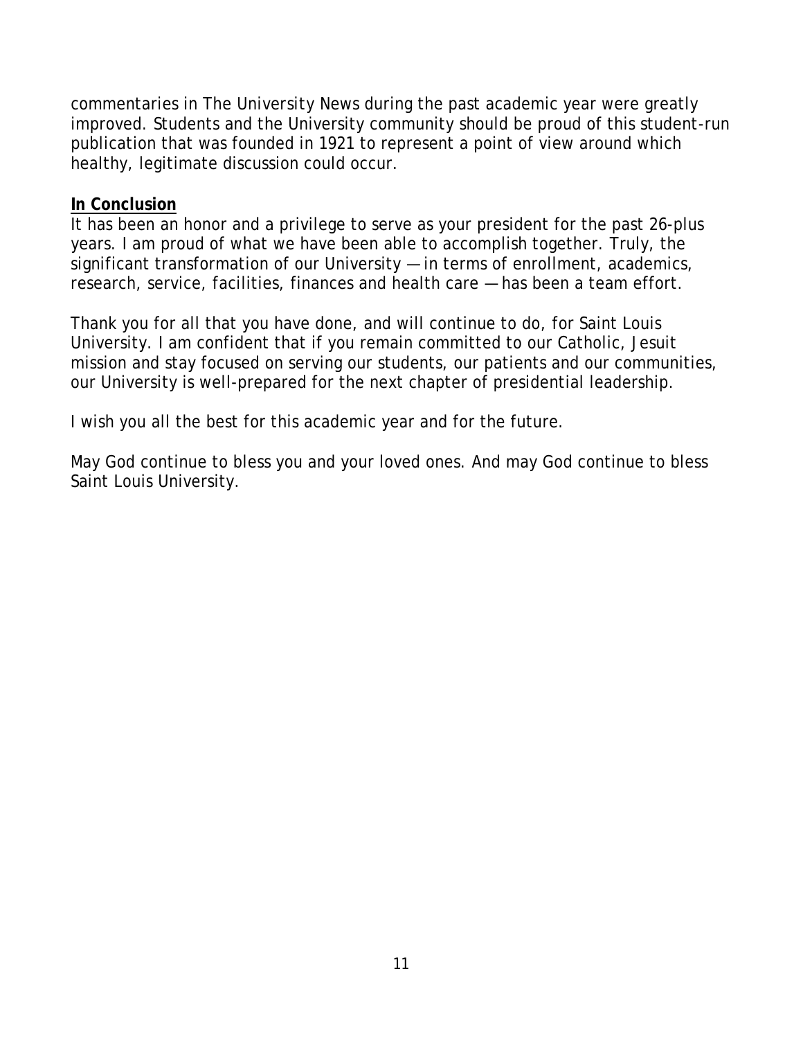commentaries in The University News during the past academic year were greatly improved. Students and the University community should be proud of this student-run publication that was founded in 1921 to represent a point of view around which healthy, legitimate discussion could occur.

## In Conclusion

It has been an honor and a privilege to serve as your president for the past 26-plus years. I am proud of what we have been able to accomplish together. Truly, the significant transformation of our University — in terms of enrollment, academics, research, service, facilities, finances and health care — has been a team effort.

Thank you for all that you have done, and will continue to do, for Saint Louis University. I am confident that if you remain committed to our Catholic, Jesuit mission and stay focused on serving our students, our patients and our communities, our University is well-prepared for the next chapter of presidential leadership.

I wish you all the best for this academic year and for the future.

May God continue to bless you and your loved ones. And may God continue to bless Saint Louis University.